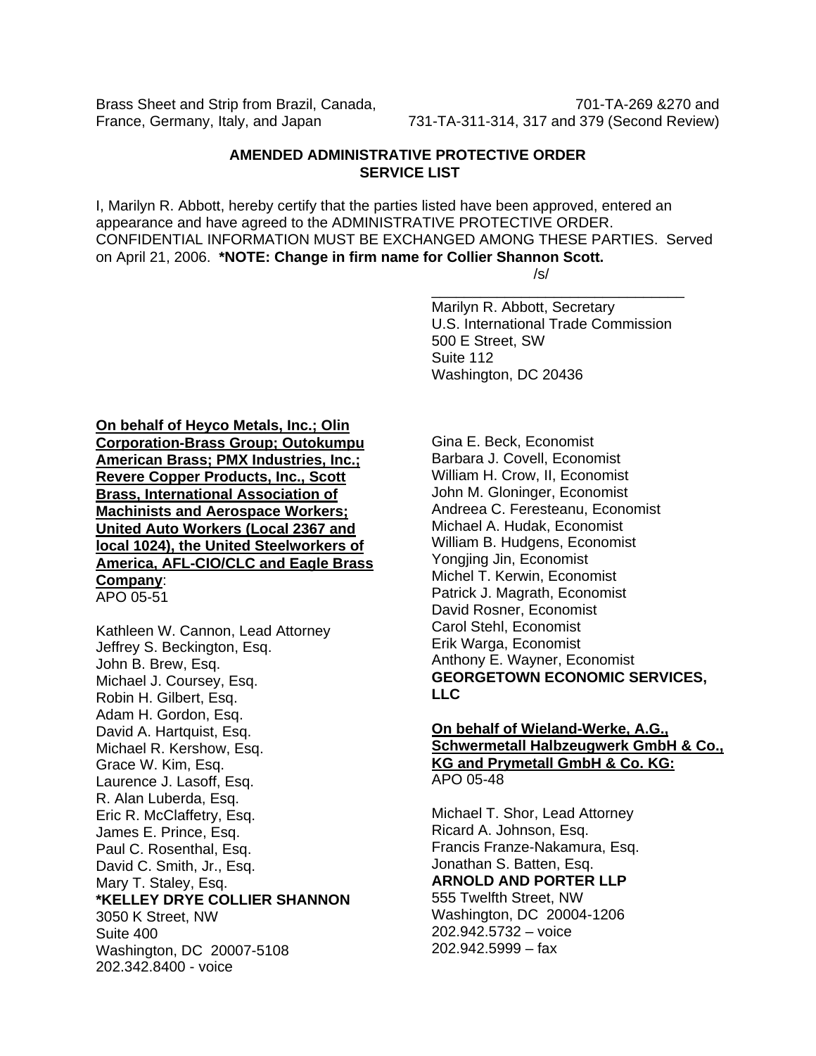Brass Sheet and Strip from Brazil, Canada, France, Germany, Italy, and Japan

701-TA-269 &270 and 731-TA-311-314, 317 and 379 (Second Review)

**AMENDED ADMINISTRATIVE PROTECTIVE ORDER SERVICE LIST**

I, Marilyn R. Abbott, hereby certify that the parties listed have been approved, entered an appearance and have agreed to the ADMINISTRATIVE PROTECTIVE ORDER. CONFIDENTIAL INFORMATION MUST BE EXCHANGED AMONG THESE PARTIES. Served on April 21, 2006. ***NOTE: Change in firm name for Collier Shannon Scott.**

/s/

\_\_\_\_\_\_\_\_\_\_\_\_\_\_\_\_\_\_\_\_\_\_\_\_\_\_\_\_\_\_\_\_

Marilyn R. Abbott, Secretary
U.S. International Trade Commission
500 E Street, SW
Suite 112
Washington, DC 20436

**On behalf of Heyco Metals, Inc.; Olin Corporation-Brass Group; Outokumpu American Brass; PMX Industries, Inc.; Revere Copper Products, Inc., Scott Brass, International Association of Machinists and Aerospace Workers; United Auto Workers (Local 2367 and local 1024), the United Steelworkers of America, AFL-CIO/CLC and Eagle Brass Company**:
APO 05-51

Kathleen W. Cannon, Lead Attorney
Jeffrey S. Beckington, Esq.
John B. Brew, Esq.
Michael J. Coursey, Esq.
Robin H. Gilbert, Esq.
Adam H. Gordon, Esq.
David A. Hartquist, Esq.
Michael R. Kershow, Esq.
Grace W. Kim, Esq.
Laurence J. Lasoff, Esq.
R. Alan Luberda, Esq.
Eric R. McClaffetry, Esq.
James E. Prince, Esq.
Paul C. Rosenthal, Esq.
David C. Smith, Jr., Esq.
Mary T. Staley, Esq.
***KELLEY DRYE COLLIER SHANNON**
3050 K Street, NW
Suite 400
Washington, DC 20007-5108
202.342.8400 - voice

Gina E. Beck, Economist
Barbara J. Covell, Economist
William H. Crow, II, Economist
John M. Gloninger, Economist
Andreea C. Feresteanu, Economist
Michael A. Hudak, Economist
William B. Hudgens, Economist
Yongjing Jin, Economist
Michel T. Kerwin, Economist
Patrick J. Magrath, Economist
David Rosner, Economist
Carol Stehl, Economist
Erik Warga, Economist
Anthony E. Wayner, Economist
**GEORGETOWN ECONOMIC SERVICES, LLC**

**On behalf of Wieland-Werke, A.G., Schwermetall Halbzeugwerk GmbH & Co., KG and Prymetall GmbH & Co. KG:**
APO 05-48

Michael T. Shor, Lead Attorney
Ricard A. Johnson, Esq.
Francis Franze-Nakamura, Esq.
Jonathan S. Batten, Esq.
**ARNOLD AND PORTER LLP**
555 Twelfth Street, NW
Washington, DC 20004-1206
202.942.5732 – voice
202.942.5999 – fax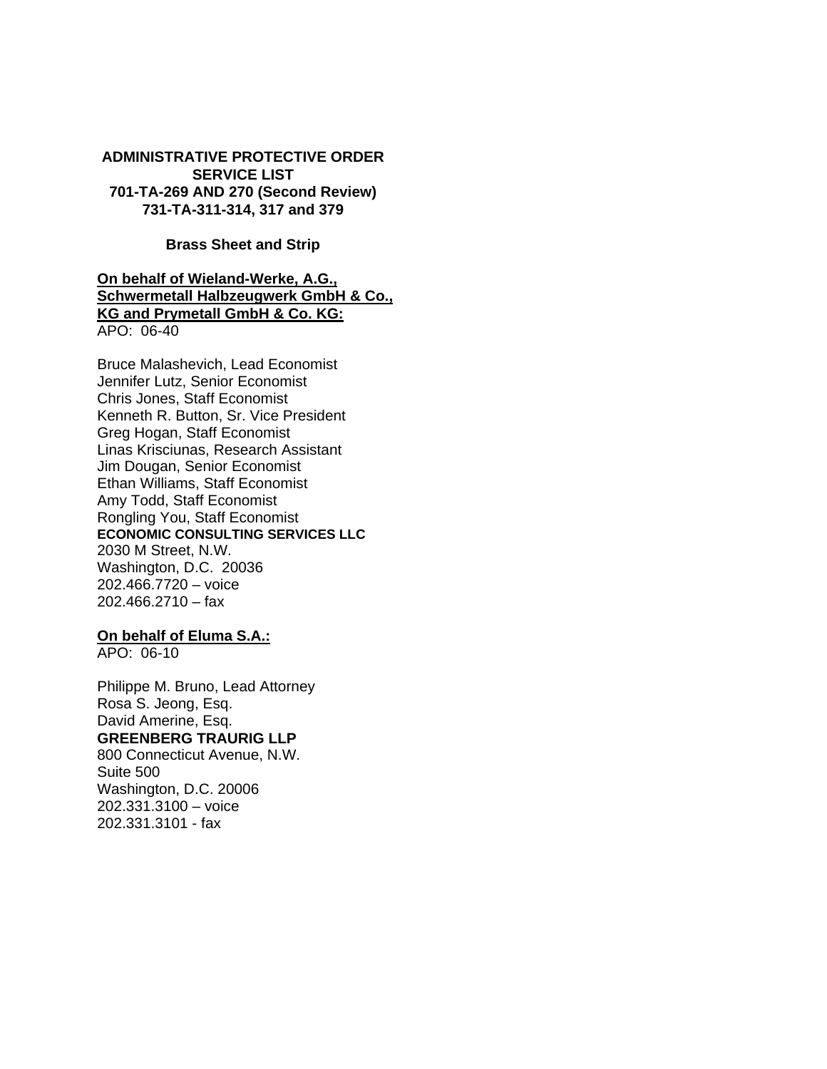**ADMINISTRATIVE PROTECTIVE ORDER SERVICE LIST**
**701-TA-269 AND 270 (Second Review)**
**731-TA-311-314, 317 and 379**

**Brass Sheet and Strip**

**On behalf of Wieland-Werke, A.G., Schwermetall Halbzeugwerk GmbH & Co., KG and Prymetall GmbH & Co. KG:**
APO: 06-40

Bruce Malashevich, Lead Economist
Jennifer Lutz, Senior Economist
Chris Jones, Staff Economist
Kenneth R. Button, Sr. Vice President
Greg Hogan, Staff Economist
Linas Krisciunas, Research Assistant
Jim Dougan, Senior Economist
Ethan Williams, Staff Economist
Amy Todd, Staff Economist
Rongling You, Staff Economist
**ECONOMIC CONSULTING SERVICES LLC**
2030 M Street, N.W.
Washington, D.C. 20036
202.466.7720 – voice
202.466.2710 – fax

**On behalf of Eluma S.A.:**
APO: 06-10

Philippe M. Bruno, Lead Attorney
Rosa S. Jeong, Esq.
David Amerine, Esq.
**GREENBERG TRAURIG LLP**
800 Connecticut Avenue, N.W.
Suite 500
Washington, D.C. 20006
202.331.3100 – voice
202.331.3101 - fax